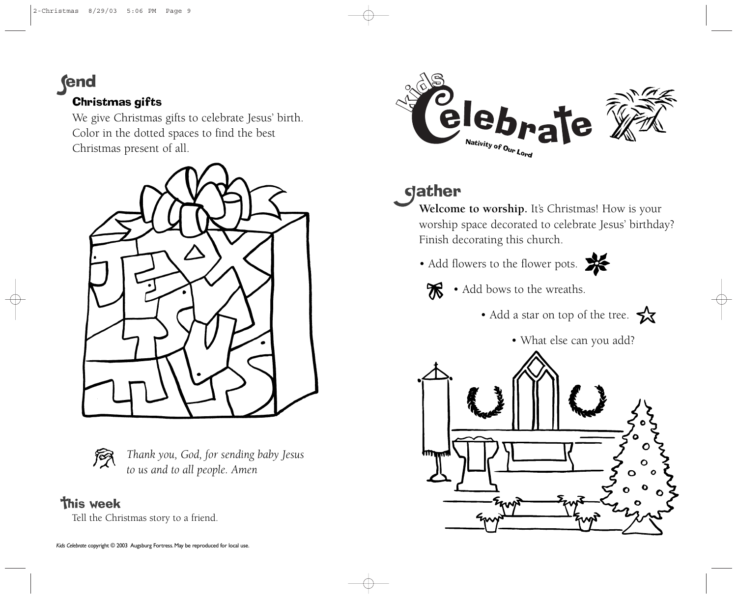## Send

### Christmas gifts

We give Christmas gifts to celebrate Jesus' birth. Color in the dotted spaces to find the best Christmas present of all.

*Thank you, God, for sending baby Jesus to us and to all people. Amen*

## This week

Tell the Christmas story to a friend.

*Kids Celebrate* copyright © 2003 Augsburg Fortress. May be reproduced for local use.

# Kids Celebrate

Nativity of Our Lord

## Gather

**Welcome to worship.** It's Christmas! How is your worship space decorated to celebrate Jesus' birthday? Finish decorating this church.

- Add flowers to the flower pots.
- Add bows to the wreaths.
- Add a star on top of the tree.
- What else can you add?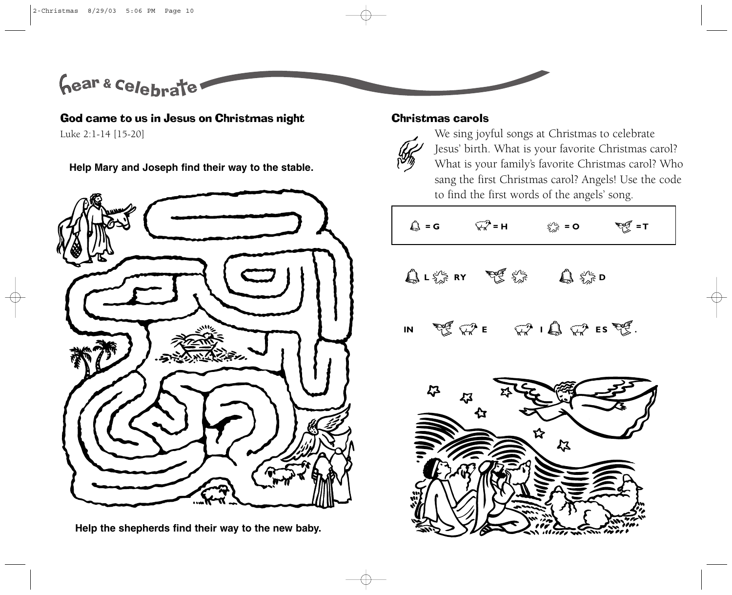## hear & celebrate

### God came to us in Jesus on Christmas night

Luke 2:1-14 [15-20]

**Help Mary and Joseph find their way to the stable.**

**Help the shepherds find their way to the new baby.**

### Christmas carols

We sing joyful songs at Christmas to celebrate Jesus' birth. What is your favorite Christmas carol? What is your family's favorite Christmas carol? Who sang the first Christmas carol? Angels! Use the code to find the first words of the angels' song.

= G    = H    = O    = T

L RY    

IN  E    I  ES .